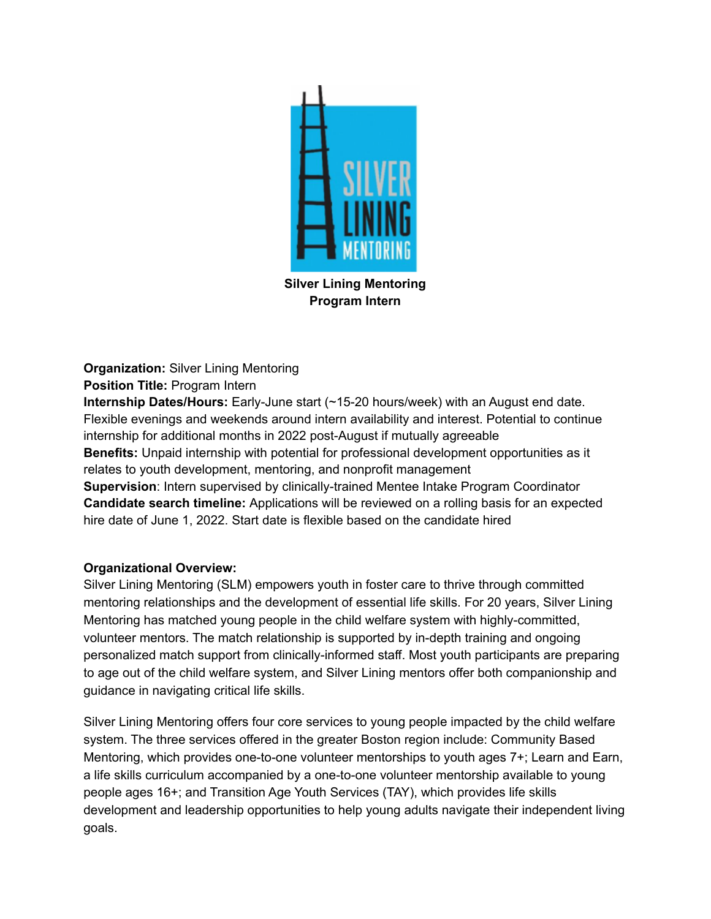**Silver Lining Mentoring**
**Program Intern**

**Organization:** Silver Lining Mentoring
**Position Title:** Program Intern
**Internship Dates/Hours:** Early-June start (~15-20 hours/week) with an August end date. Flexible evenings and weekends around intern availability and interest. Potential to continue internship for additional months in 2022 post-August if mutually agreeable
**Benefits:** Unpaid internship with potential for professional development opportunities as it relates to youth development, mentoring, and nonprofit management
**Supervision**: Intern supervised by clinically-trained Mentee Intake Program Coordinator
**Candidate search timeline:** Applications will be reviewed on a rolling basis for an expected hire date of June 1, 2022. Start date is flexible based on the candidate hired

**Organizational Overview:**
Silver Lining Mentoring (SLM) empowers youth in foster care to thrive through committed mentoring relationships and the development of essential life skills. For 20 years, Silver Lining Mentoring has matched young people in the child welfare system with highly-committed, volunteer mentors. The match relationship is supported by in-depth training and ongoing personalized match support from clinically-informed staff. Most youth participants are preparing to age out of the child welfare system, and Silver Lining mentors offer both companionship and guidance in navigating critical life skills.

Silver Lining Mentoring offers four core services to young people impacted by the child welfare system. The three services offered in the greater Boston region include: Community Based Mentoring, which provides one-to-one volunteer mentorships to youth ages 7+; Learn and Earn, a life skills curriculum accompanied by a one-to-one volunteer mentorship available to young people ages 16+; and Transition Age Youth Services (TAY), which provides life skills development and leadership opportunities to help young adults navigate their independent living goals.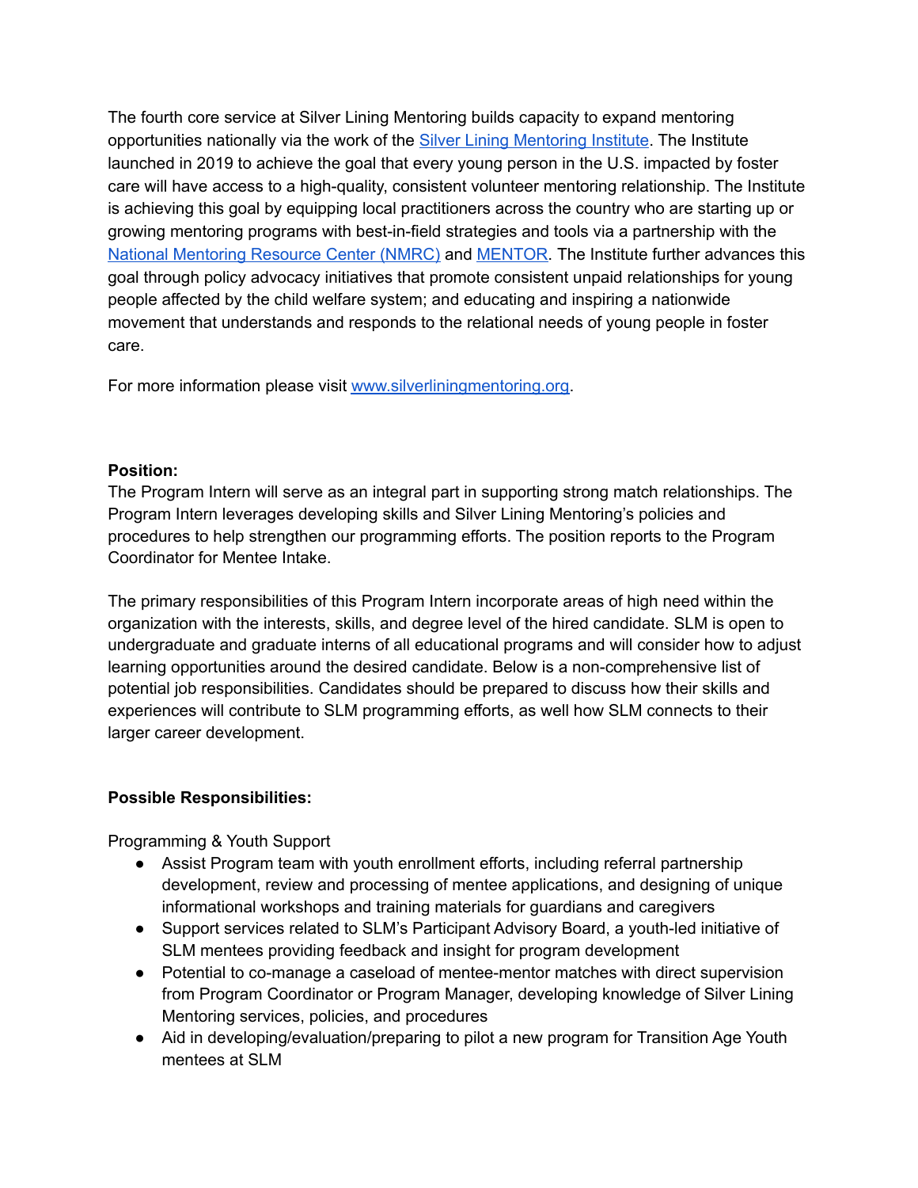The fourth core service at Silver Lining Mentoring builds capacity to expand mentoring opportunities nationally via the work of the [Silver Lining Mentoring Institute](). The Institute launched in 2019 to achieve the goal that every young person in the U.S. impacted by foster care will have access to a high-quality, consistent volunteer mentoring relationship. The Institute is achieving this goal by equipping local practitioners across the country who are starting up or growing mentoring programs with best-in-field strategies and tools via a partnership with the [National Mentoring Resource Center (NMRC)]() and [MENTOR](). The Institute further advances this goal through policy advocacy initiatives that promote consistent unpaid relationships for young people affected by the child welfare system; and educating and inspiring a nationwide movement that understands and responds to the relational needs of young people in foster care.

For more information please visit [www.silverliningmentoring.org]().

**Position:**
The Program Intern will serve as an integral part in supporting strong match relationships. The Program Intern leverages developing skills and Silver Lining Mentoring's policies and procedures to help strengthen our programming efforts. The position reports to the Program Coordinator for Mentee Intake.

The primary responsibilities of this Program Intern incorporate areas of high need within the organization with the interests, skills, and degree level of the hired candidate. SLM is open to undergraduate and graduate interns of all educational programs and will consider how to adjust learning opportunities around the desired candidate. Below is a non-comprehensive list of potential job responsibilities. Candidates should be prepared to discuss how their skills and experiences will contribute to SLM programming efforts, as well how SLM connects to their larger career development.

**Possible Responsibilities:**

Programming & Youth Support

- Assist Program team with youth enrollment efforts, including referral partnership development, review and processing of mentee applications, and designing of unique informational workshops and training materials for guardians and caregivers
- Support services related to SLM's Participant Advisory Board, a youth-led initiative of SLM mentees providing feedback and insight for program development
- Potential to co-manage a caseload of mentee-mentor matches with direct supervision from Program Coordinator or Program Manager, developing knowledge of Silver Lining Mentoring services, policies, and procedures
- Aid in developing/evaluation/preparing to pilot a new program for Transition Age Youth mentees at SLM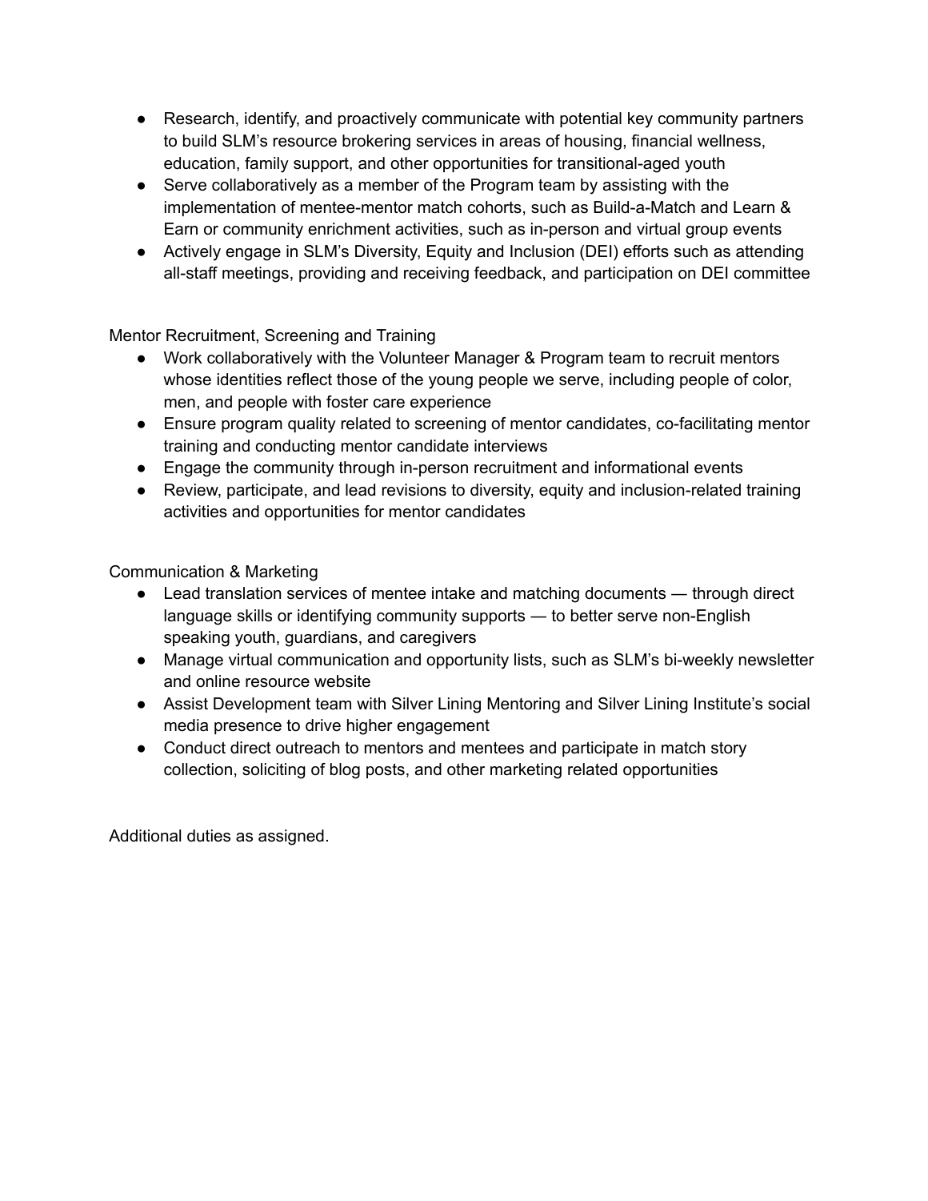- Research, identify, and proactively communicate with potential key community partners to build SLM's resource brokering services in areas of housing, financial wellness, education, family support, and other opportunities for transitional-aged youth
- Serve collaboratively as a member of the Program team by assisting with the implementation of mentee-mentor match cohorts, such as Build-a-Match and Learn & Earn or community enrichment activities, such as in-person and virtual group events
- Actively engage in SLM's Diversity, Equity and Inclusion (DEI) efforts such as attending all-staff meetings, providing and receiving feedback, and participation on DEI committee

Mentor Recruitment, Screening and Training

- Work collaboratively with the Volunteer Manager & Program team to recruit mentors whose identities reflect those of the young people we serve, including people of color, men, and people with foster care experience
- Ensure program quality related to screening of mentor candidates, co-facilitating mentor training and conducting mentor candidate interviews
- Engage the community through in-person recruitment and informational events
- Review, participate, and lead revisions to diversity, equity and inclusion-related training activities and opportunities for mentor candidates

Communication & Marketing

- Lead translation services of mentee intake and matching documents — through direct language skills or identifying community supports — to better serve non-English speaking youth, guardians, and caregivers
- Manage virtual communication and opportunity lists, such as SLM's bi-weekly newsletter and online resource website
- Assist Development team with Silver Lining Mentoring and Silver Lining Institute's social media presence to drive higher engagement
- Conduct direct outreach to mentors and mentees and participate in match story collection, soliciting of blog posts, and other marketing related opportunities

Additional duties as assigned.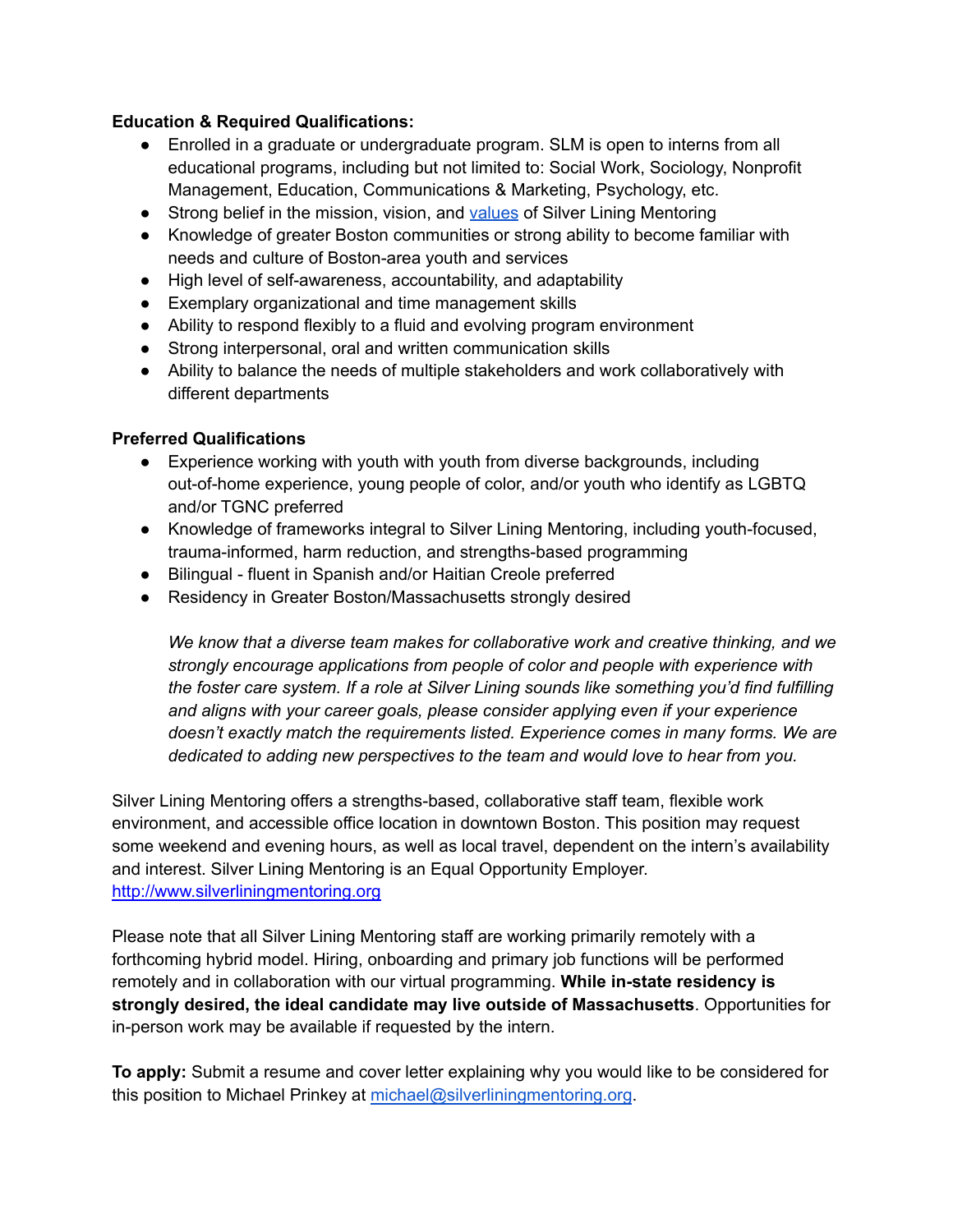**Education & Required Qualifications:**

- Enrolled in a graduate or undergraduate program. SLM is open to interns from all educational programs, including but not limited to: Social Work, Sociology, Nonprofit Management, Education, Communications & Marketing, Psychology, etc.
- Strong belief in the mission, vision, and [values](#) of Silver Lining Mentoring
- Knowledge of greater Boston communities or strong ability to become familiar with needs and culture of Boston-area youth and services
- High level of self-awareness, accountability, and adaptability
- Exemplary organizational and time management skills
- Ability to respond flexibly to a fluid and evolving program environment
- Strong interpersonal, oral and written communication skills
- Ability to balance the needs of multiple stakeholders and work collaboratively with different departments

**Preferred Qualifications**

- Experience working with youth with youth from diverse backgrounds, including out-of-home experience, young people of color, and/or youth who identify as LGBTQ and/or TGNC preferred
- Knowledge of frameworks integral to Silver Lining Mentoring, including youth-focused, trauma-informed, harm reduction, and strengths-based programming
- Bilingual - fluent in Spanish and/or Haitian Creole preferred
- Residency in Greater Boston/Massachusetts strongly desired

*We know that a diverse team makes for collaborative work and creative thinking, and we strongly encourage applications from people of color and people with experience with the foster care system. If a role at Silver Lining sounds like something you'd find fulfilling and aligns with your career goals, please consider applying even if your experience doesn't exactly match the requirements listed. Experience comes in many forms. We are dedicated to adding new perspectives to the team and would love to hear from you.*

Silver Lining Mentoring offers a strengths-based, collaborative staff team, flexible work environment, and accessible office location in downtown Boston. This position may request some weekend and evening hours, as well as local travel, dependent on the intern's availability and interest. Silver Lining Mentoring is an Equal Opportunity Employer.
[http://www.silverliningmentoring.org](http://www.silverliningmentoring.org)

Please note that all Silver Lining Mentoring staff are working primarily remotely with a forthcoming hybrid model. Hiring, onboarding and primary job functions will be performed remotely and in collaboration with our virtual programming. **While in-state residency is strongly desired, the ideal candidate may live outside of Massachusetts**. Opportunities for in-person work may be available if requested by the intern.

**To apply:** Submit a resume and cover letter explaining why you would like to be considered for this position to Michael Prinkey at [michael@silverliningmentoring.org](mailto:michael@silverliningmentoring.org).